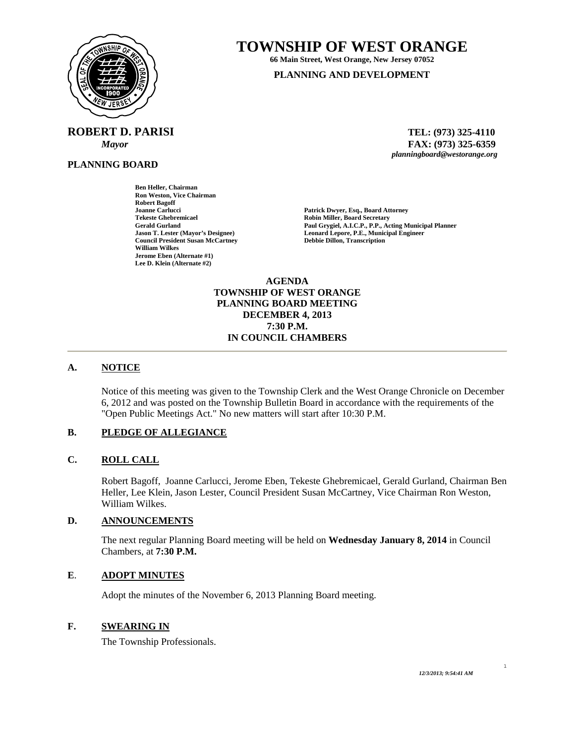# TOWNSHIP OF WEST ORANGE

**66 Main Street, West Orange, New Jersey 07052**

**PLANNING AND DEVELOPMENT**

**ROBERT D. PARISI**
*Mayor*

**TEL: (973) 325-4110**
**FAX: (973) 325-6359**
*planningboard@westorange.org*

**PLANNING BOARD**

**Ben Heller, Chairman**
**Ron Weston, Vice Chairman**
**Robert Bagoff**
**Joanne Carlucci**
**Tekeste Ghebremicael**
**Gerald Gurland**
**Jason T. Lester (Mayor's Designee)**
**Council President Susan McCartney**
**William Wilkes**
**Jerome Eben (Alternate #1)**
**Lee D. Klein (Alternate #2)**

**Patrick Dwyer, Esq., Board Attorney**
**Robin Miller, Board Secretary**
**Paul Grygiel, A.I.C.P., P.P., Acting Municipal Planner**
**Leonard Lepore, P.E., Municipal Engineer**
**Debbie Dillon, Transcription**

**AGENDA**
**TOWNSHIP OF WEST ORANGE**
**PLANNING BOARD MEETING**
**DECEMBER 4, 2013**
**7:30 P.M.**
**IN COUNCIL CHAMBERS**

---

## A. NOTICE

Notice of this meeting was given to the Township Clerk and the West Orange Chronicle on December 6, 2012 and was posted on the Township Bulletin Board in accordance with the requirements of the "Open Public Meetings Act." No new matters will start after 10:30 P.M.

## B. PLEDGE OF ALLEGIANCE

## C. ROLL CALL

Robert Bagoff, Joanne Carlucci, Jerome Eben, Tekeste Ghebremicael, Gerald Gurland, Chairman Ben Heller, Lee Klein, Jason Lester, Council President Susan McCartney, Vice Chairman Ron Weston, William Wilkes.

## D. ANNOUNCEMENTS

The next regular Planning Board meeting will be held on **Wednesday January 8, 2014** in Council Chambers, at **7:30 P.M.**

## E. ADOPT MINUTES

Adopt the minutes of the November 6, 2013 Planning Board meeting.

## F. SWEARING IN

The Township Professionals.

*12/3/2013; 9:54:41 AM*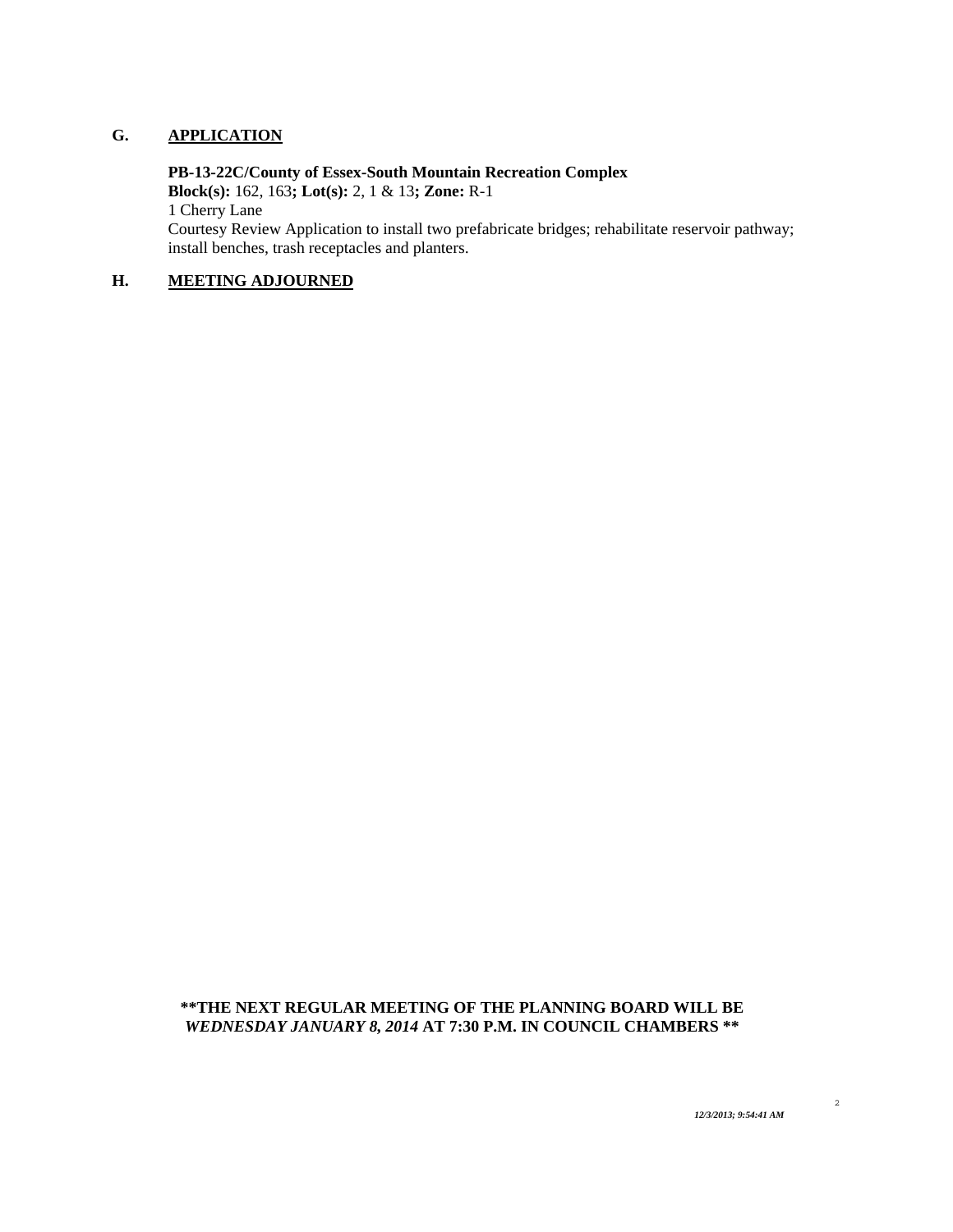## G. APPLICATION

**PB-13-22C/County of Essex-South Mountain Recreation Complex**
**Block(s):** 162, 163**; Lot(s):** 2, 1 & 13**; Zone:** R-1
1 Cherry Lane
Courtesy Review Application to install two prefabricate bridges; rehabilitate reservoir pathway; install benches, trash receptacles and planters.

## H. MEETING ADJOURNED

**\*\*THE NEXT REGULAR MEETING OF THE PLANNING BOARD WILL BE *WEDNESDAY JANUARY 8, 2014* AT 7:30 P.M. IN COUNCIL CHAMBERS \*\***

***12/3/2013; 9:54:41 AM***